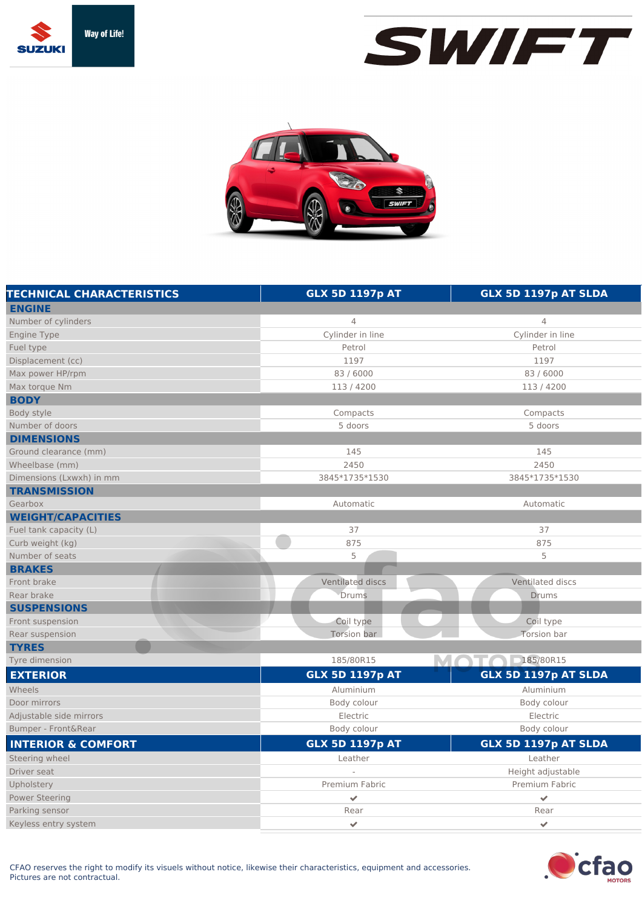SUZUKI Way of Life!

# SWIFT

| TECHNICAL CHARACTERISTICS | GLX 5D 1197p AT | GLX 5D 1197p AT SLDA |
|---|---|---|
| **ENGINE** | | |
| Number of cylinders | 4 | 4 |
| Engine Type | Cylinder in line | Cylinder in line |
| Fuel type | Petrol | Petrol |
| Displacement (cc) | 1197 | 1197 |
| Max power HP/rpm | 83 / 6000 | 83 / 6000 |
| Max torque Nm | 113 / 4200 | 113 / 4200 |
| **BODY** | | |
| Body style | Compacts | Compacts |
| Number of doors | 5 doors | 5 doors |
| **DIMENSIONS** | | |
| Ground clearance (mm) | 145 | 145 |
| Wheelbase (mm) | 2450 | 2450 |
| Dimensions (Lxwxh) in mm | 3845*1735*1530 | 3845*1735*1530 |
| **TRANSMISSION** | | |
| Gearbox | Automatic | Automatic |
| **WEIGHT/CAPACITIES** | | |
| Fuel tank capacity (L) | 37 | 37 |
| Curb weight (kg) | 875 | 875 |
| Number of seats | 5 | 5 |
| **BRAKES** | | |
| Front brake | Ventilated discs | Ventilated discs |
| Rear brake | Drums | Drums |
| **SUSPENSIONS** | | |
| Front suspension | Coil type | Coil type |
| Rear suspension | Torsion bar | Torsion bar |
| **TYRES** | | |
| Tyre dimension | 185/80R15 | 185/80R15 |

| EXTERIOR | GLX 5D 1197p AT | GLX 5D 1197p AT SLDA |
|---|---|---|
| Wheels | Aluminium | Aluminium |
| Door mirrors | Body colour | Body colour |
| Adjustable side mirrors | Electric | Electric |
| Bumper - Front&Rear | Body colour | Body colour |

| INTERIOR & COMFORT | GLX 5D 1197p AT | GLX 5D 1197p AT SLDA |
|---|---|---|
| Steering wheel | Leather | Leather |
| Driver seat | - | Height adjustable |
| Upholstery | Premium Fabric | Premium Fabric |
| Power Steering | ✔ | ✔ |
| Parking sensor | Rear | Rear |
| Keyless entry system | ✔ | ✔ |

CFAO reserves the right to modify its visuals without notice, likewise their characteristics, equipment and accessories.
Pictures are not contractual.

cfao MOTORS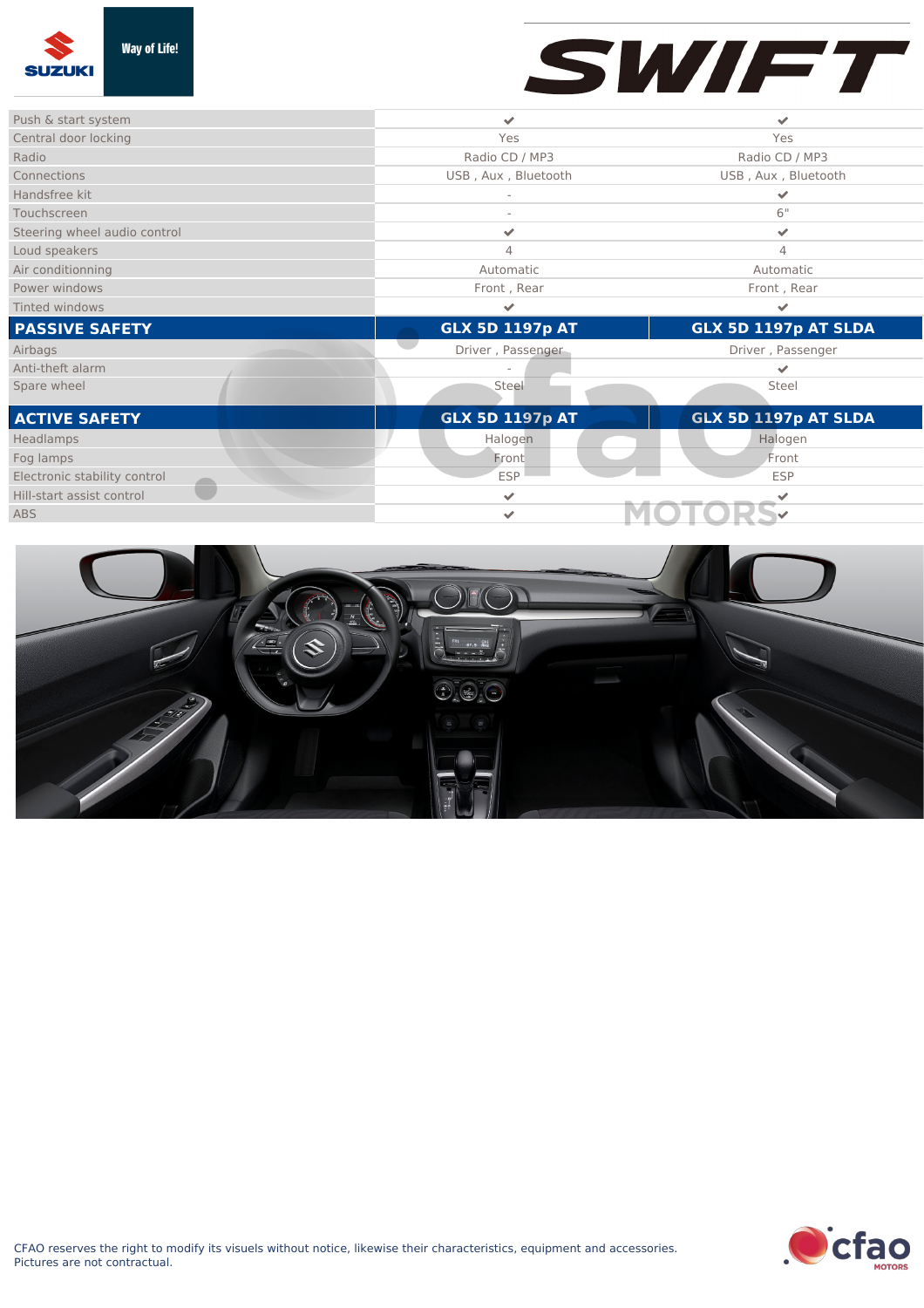| | GLX 5D 1197p AT | GLX 5D 1197p AT SLDA |
| --- | --- | --- |
| Push & start system | ✔ | ✔ |
| Central door locking | Yes | Yes |
| Radio | Radio CD / MP3 | Radio CD / MP3 |
| Connections | USB , Aux , Bluetooth | USB , Aux , Bluetooth |
| Handsfree kit | - | ✔ |
| Touchscreen | - | 6" |
| Steering wheel audio control | ✔ | ✔ |
| Loud speakers | 4 | 4 |
| Air conditionning | Automatic | Automatic |
| Power windows | Front , Rear | Front , Rear |
| Tinted windows | ✔ | ✔ |

| PASSIVE SAFETY | GLX 5D 1197p AT | GLX 5D 1197p AT SLDA |
| --- | --- | --- |
| Airbags | Driver , Passenger | Driver , Passenger |
| Anti-theft alarm | - | ✔ |
| Spare wheel | Steel | Steel |

| ACTIVE SAFETY | GLX 5D 1197p AT | GLX 5D 1197p AT SLDA |
| --- | --- | --- |
| Headlamps | Halogen | Halogen |
| Fog lamps | Front | Front |
| Electronic stability control | ESP | ESP |
| Hill-start assist control | ✔ | ✔ |
| ABS | ✔ | ✔ |

CFAO reserves the right to modify its visuals without notice, likewise their characteristics, equipment and accessories.
Pictures are not contractual.